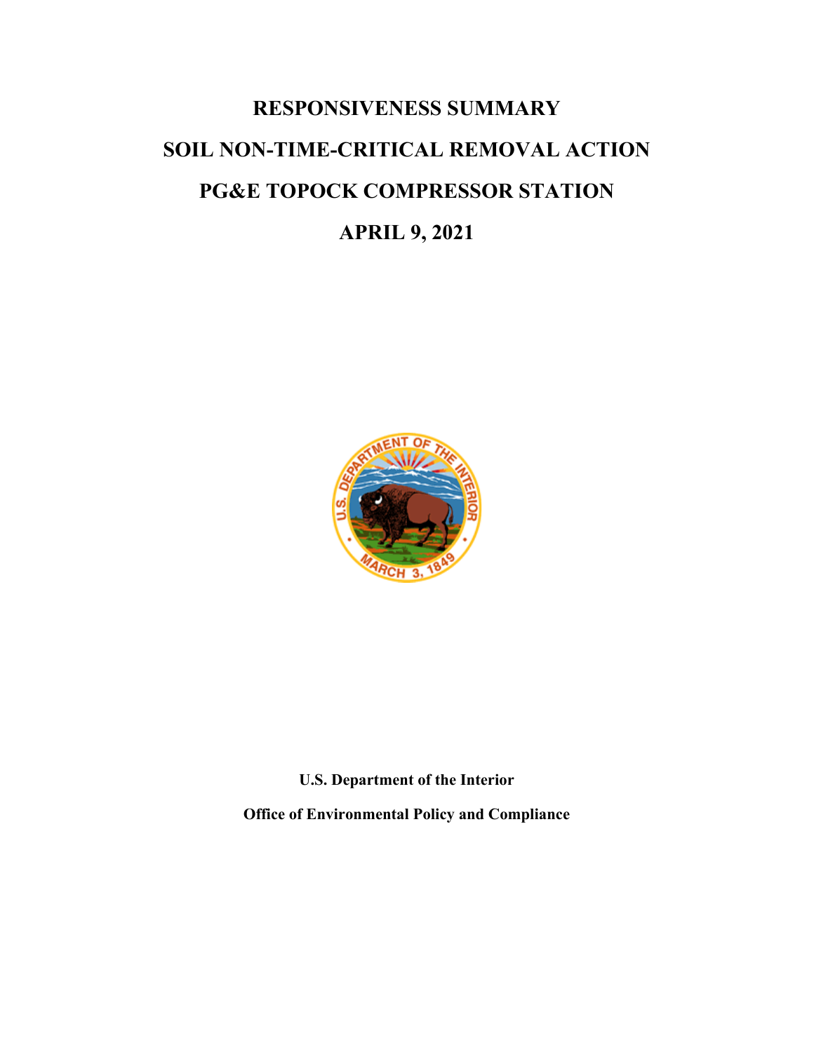# RESPONSIVENESS SUMMARY

# SOIL NON-TIME-CRITICAL REMOVAL ACTION

# PG&E TOPOCK COMPRESSOR STATION

# APRIL 9, 2021

**U.S. Department of the Interior**

**Office of Environmental Policy and Compliance**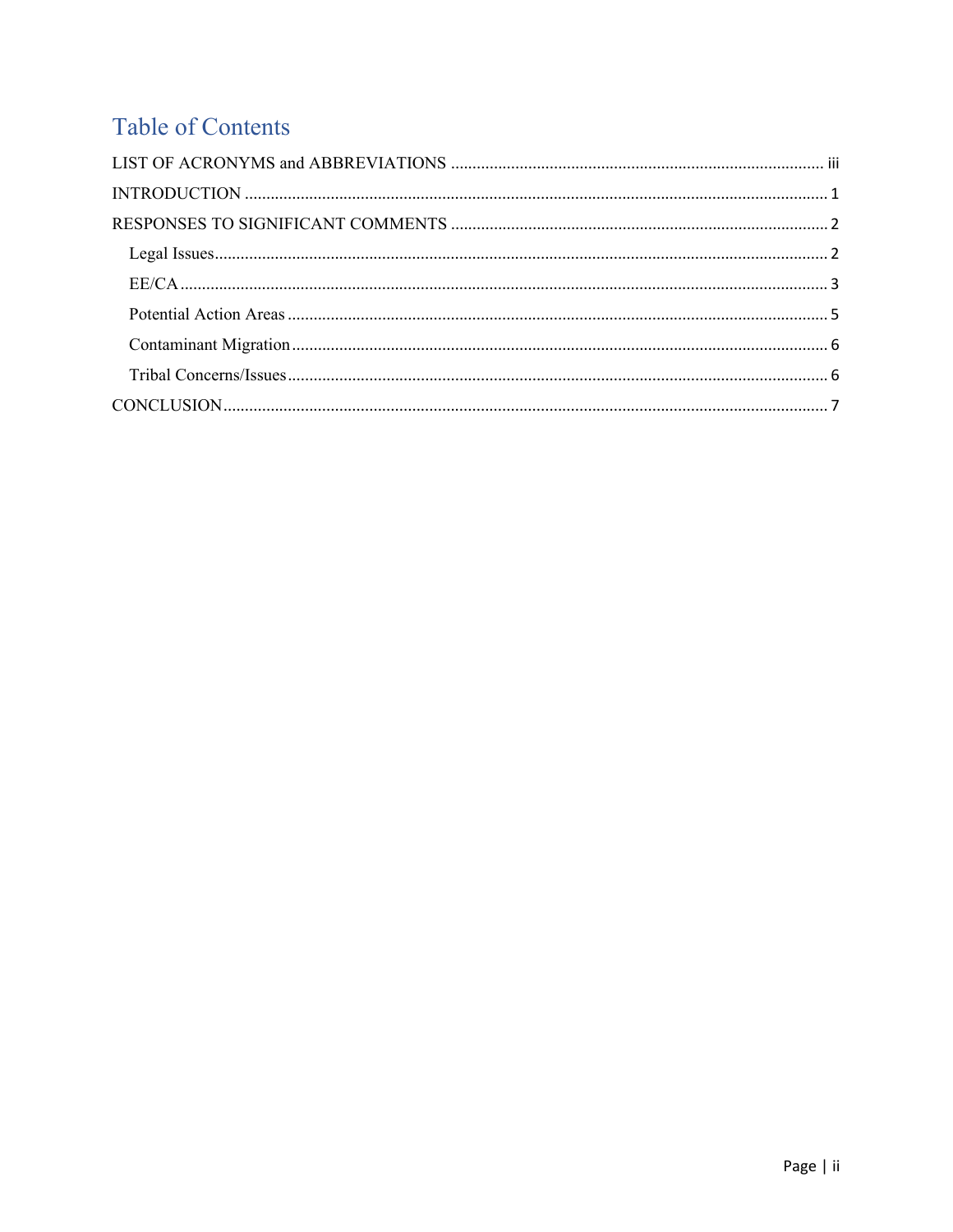# Table of Contents

LIST OF ACRONYMS and ABBREVIATIONS ..................................................................................... iii

INTRODUCTION ...................................................................................................................... 1

RESPONSES TO SIGNIFICANT COMMENTS ....................................................................... 2

- Legal Issues ........................................................................................................................... 2
- EE/CA ..................................................................................................................................... 3
- Potential Action Areas ........................................................................................................... 5
- Contaminant Migration .......................................................................................................... 6
- Tribal Concerns/Issues ........................................................................................................... 6

CONCLUSION .......................................................................................................................... 7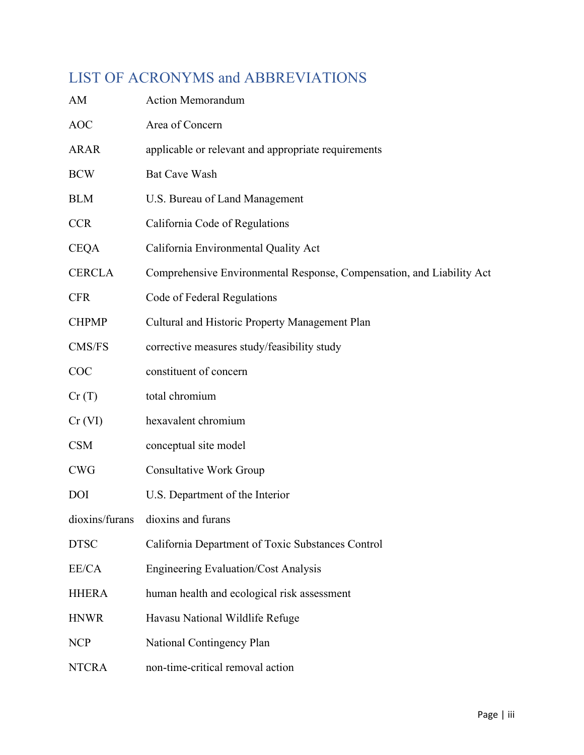## LIST OF ACRONYMS and ABBREVIATIONS

| | |
|---|---|
| AM | Action Memorandum |
| AOC | Area of Concern |
| ARAR | applicable or relevant and appropriate requirements |
| BCW | Bat Cave Wash |
| BLM | U.S. Bureau of Land Management |
| CCR | California Code of Regulations |
| CEQA | California Environmental Quality Act |
| CERCLA | Comprehensive Environmental Response, Compensation, and Liability Act |
| CFR | Code of Federal Regulations |
| CHPMP | Cultural and Historic Property Management Plan |
| CMS/FS | corrective measures study/feasibility study |
| COC | constituent of concern |
| Cr (T) | total chromium |
| Cr (VI) | hexavalent chromium |
| CSM | conceptual site model |
| CWG | Consultative Work Group |
| DOI | U.S. Department of the Interior |
| dioxins/furans | dioxins and furans |
| DTSC | California Department of Toxic Substances Control |
| EE/CA | Engineering Evaluation/Cost Analysis |
| HHERA | human health and ecological risk assessment |
| HNWR | Havasu National Wildlife Refuge |
| NCP | National Contingency Plan |
| NTCRA | non-time-critical removal action |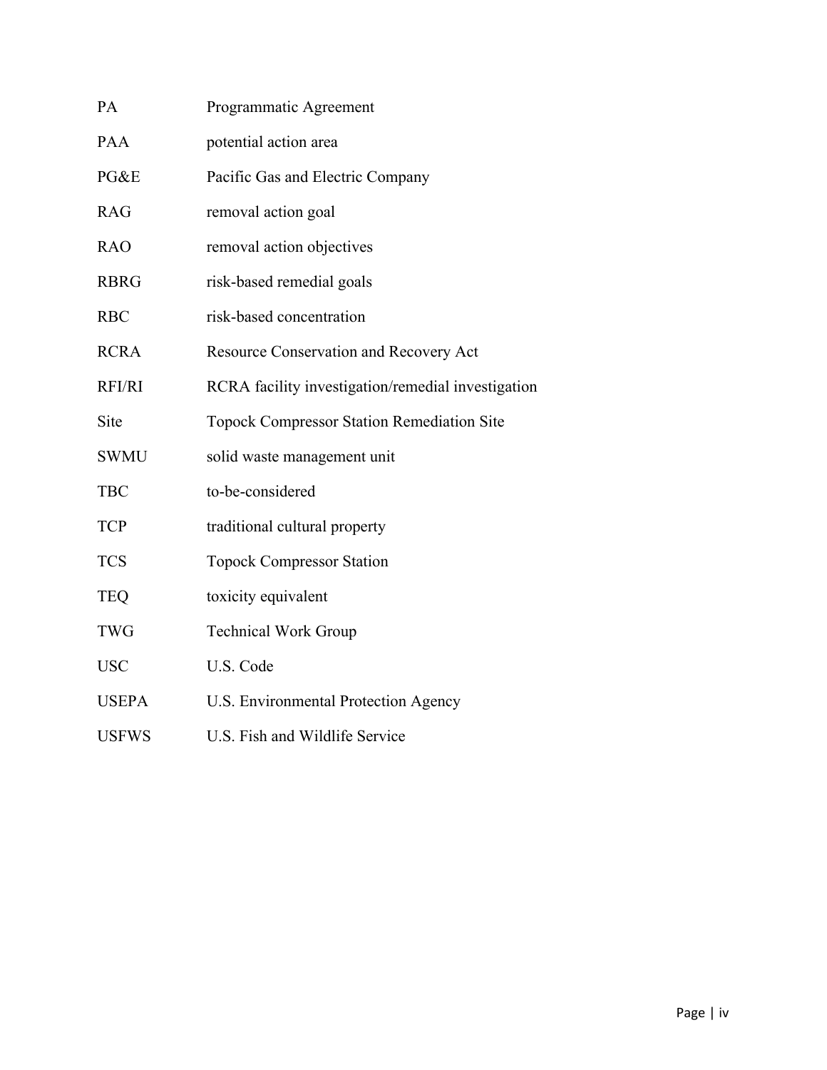| | |
|---|---|
| PA | Programmatic Agreement |
| PAA | potential action area |
| PG&E | Pacific Gas and Electric Company |
| RAG | removal action goal |
| RAO | removal action objectives |
| RBRG | risk-based remedial goals |
| RBC | risk-based concentration |
| RCRA | Resource Conservation and Recovery Act |
| RFI/RI | RCRA facility investigation/remedial investigation |
| Site | Topock Compressor Station Remediation Site |
| SWMU | solid waste management unit |
| TBC | to-be-considered |
| TCP | traditional cultural property |
| TCS | Topock Compressor Station |
| TEQ | toxicity equivalent |
| TWG | Technical Work Group |
| USC | U.S. Code |
| USEPA | U.S. Environmental Protection Agency |
| USFWS | U.S. Fish and Wildlife Service |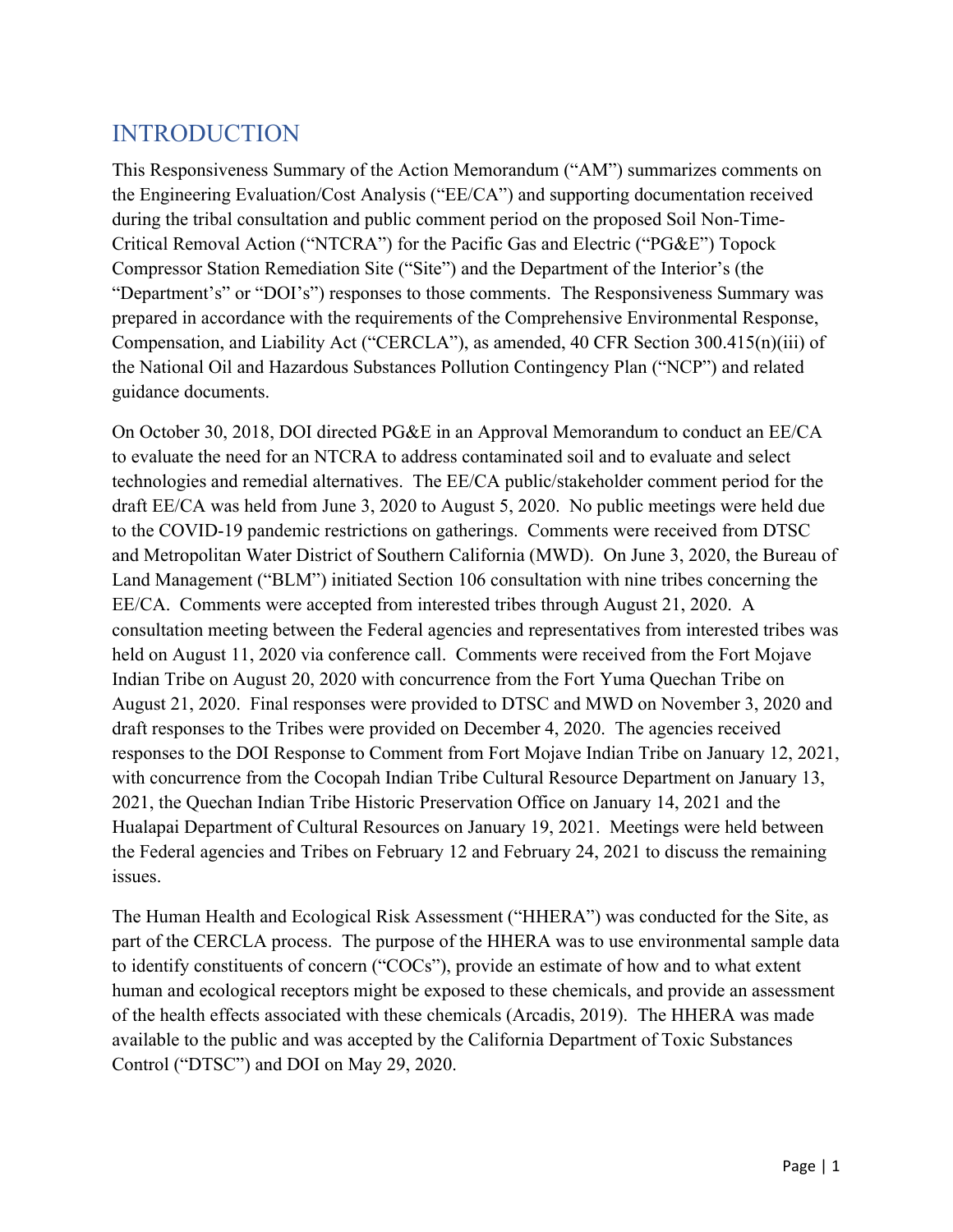# INTRODUCTION

This Responsiveness Summary of the Action Memorandum ("AM") summarizes comments on the Engineering Evaluation/Cost Analysis ("EE/CA") and supporting documentation received during the tribal consultation and public comment period on the proposed Soil Non-Time-Critical Removal Action ("NTCRA") for the Pacific Gas and Electric ("PG&E") Topock Compressor Station Remediation Site ("Site") and the Department of the Interior's (the "Department's" or "DOI's") responses to those comments. The Responsiveness Summary was prepared in accordance with the requirements of the Comprehensive Environmental Response, Compensation, and Liability Act ("CERCLA"), as amended, 40 CFR Section 300.415(n)(iii) of the National Oil and Hazardous Substances Pollution Contingency Plan ("NCP") and related guidance documents.

On October 30, 2018, DOI directed PG&E in an Approval Memorandum to conduct an EE/CA to evaluate the need for an NTCRA to address contaminated soil and to evaluate and select technologies and remedial alternatives. The EE/CA public/stakeholder comment period for the draft EE/CA was held from June 3, 2020 to August 5, 2020. No public meetings were held due to the COVID-19 pandemic restrictions on gatherings. Comments were received from DTSC and Metropolitan Water District of Southern California (MWD). On June 3, 2020, the Bureau of Land Management ("BLM") initiated Section 106 consultation with nine tribes concerning the EE/CA. Comments were accepted from interested tribes through August 21, 2020. A consultation meeting between the Federal agencies and representatives from interested tribes was held on August 11, 2020 via conference call. Comments were received from the Fort Mojave Indian Tribe on August 20, 2020 with concurrence from the Fort Yuma Quechan Tribe on August 21, 2020. Final responses were provided to DTSC and MWD on November 3, 2020 and draft responses to the Tribes were provided on December 4, 2020. The agencies received responses to the DOI Response to Comment from Fort Mojave Indian Tribe on January 12, 2021, with concurrence from the Cocopah Indian Tribe Cultural Resource Department on January 13, 2021, the Quechan Indian Tribe Historic Preservation Office on January 14, 2021 and the Hualapai Department of Cultural Resources on January 19, 2021. Meetings were held between the Federal agencies and Tribes on February 12 and February 24, 2021 to discuss the remaining issues.

The Human Health and Ecological Risk Assessment ("HHERA") was conducted for the Site, as part of the CERCLA process. The purpose of the HHERA was to use environmental sample data to identify constituents of concern ("COCs"), provide an estimate of how and to what extent human and ecological receptors might be exposed to these chemicals, and provide an assessment of the health effects associated with these chemicals (Arcadis, 2019). The HHERA was made available to the public and was accepted by the California Department of Toxic Substances Control ("DTSC") and DOI on May 29, 2020.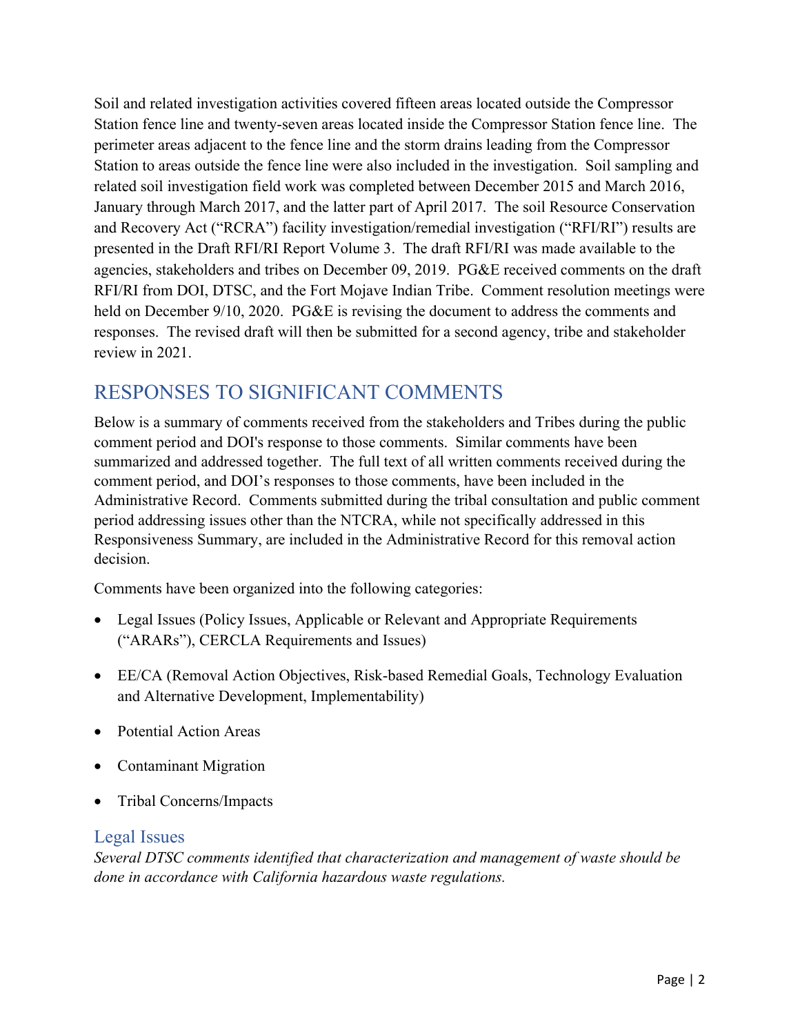Soil and related investigation activities covered fifteen areas located outside the Compressor Station fence line and twenty-seven areas located inside the Compressor Station fence line. The perimeter areas adjacent to the fence line and the storm drains leading from the Compressor Station to areas outside the fence line were also included in the investigation. Soil sampling and related soil investigation field work was completed between December 2015 and March 2016, January through March 2017, and the latter part of April 2017. The soil Resource Conservation and Recovery Act ("RCRA") facility investigation/remedial investigation ("RFI/RI") results are presented in the Draft RFI/RI Report Volume 3. The draft RFI/RI was made available to the agencies, stakeholders and tribes on December 09, 2019. PG&E received comments on the draft RFI/RI from DOI, DTSC, and the Fort Mojave Indian Tribe. Comment resolution meetings were held on December 9/10, 2020. PG&E is revising the document to address the comments and responses. The revised draft will then be submitted for a second agency, tribe and stakeholder review in 2021.

## RESPONSES TO SIGNIFICANT COMMENTS

Below is a summary of comments received from the stakeholders and Tribes during the public comment period and DOI's response to those comments. Similar comments have been summarized and addressed together. The full text of all written comments received during the comment period, and DOI's responses to those comments, have been included in the Administrative Record. Comments submitted during the tribal consultation and public comment period addressing issues other than the NTCRA, while not specifically addressed in this Responsiveness Summary, are included in the Administrative Record for this removal action decision.

Comments have been organized into the following categories:

- Legal Issues (Policy Issues, Applicable or Relevant and Appropriate Requirements ("ARARs"), CERCLA Requirements and Issues)
- EE/CA (Removal Action Objectives, Risk-based Remedial Goals, Technology Evaluation and Alternative Development, Implementability)
- Potential Action Areas
- Contaminant Migration
- Tribal Concerns/Impacts

### Legal Issues

*Several DTSC comments identified that characterization and management of waste should be done in accordance with California hazardous waste regulations.*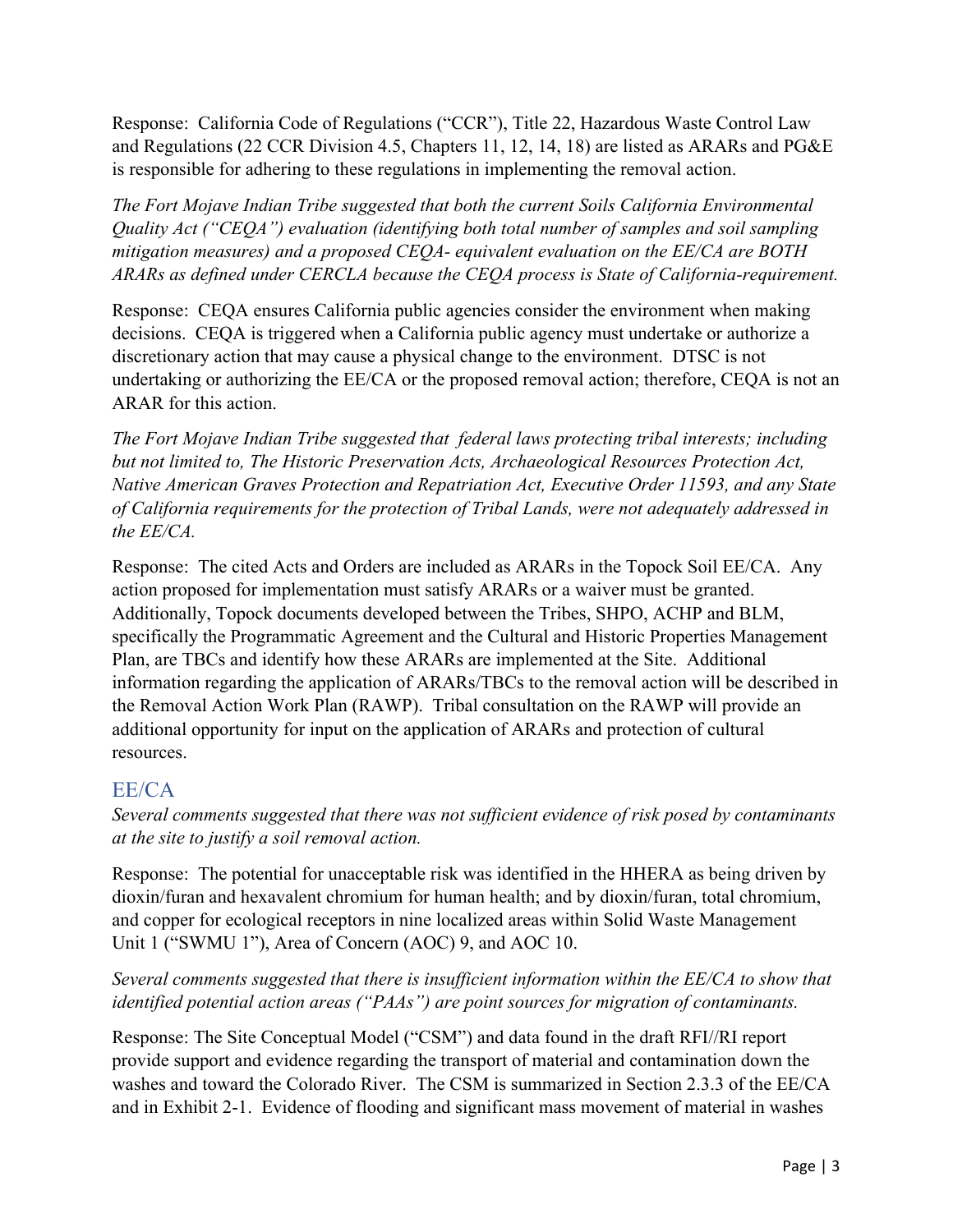Response: California Code of Regulations ("CCR"), Title 22, Hazardous Waste Control Law and Regulations (22 CCR Division 4.5, Chapters 11, 12, 14, 18) are listed as ARARs and PG&E is responsible for adhering to these regulations in implementing the removal action.

*The Fort Mojave Indian Tribe suggested that both the current Soils California Environmental Quality Act ("CEQA") evaluation (identifying both total number of samples and soil sampling mitigation measures) and a proposed CEQA- equivalent evaluation on the EE/CA are BOTH ARARs as defined under CERCLA because the CEQA process is State of California-requirement.*

Response: CEQA ensures California public agencies consider the environment when making decisions. CEQA is triggered when a California public agency must undertake or authorize a discretionary action that may cause a physical change to the environment. DTSC is not undertaking or authorizing the EE/CA or the proposed removal action; therefore, CEQA is not an ARAR for this action.

*The Fort Mojave Indian Tribe suggested that federal laws protecting tribal interests; including but not limited to, The Historic Preservation Acts, Archaeological Resources Protection Act, Native American Graves Protection and Repatriation Act, Executive Order 11593, and any State of California requirements for the protection of Tribal Lands, were not adequately addressed in the EE/CA.*

Response: The cited Acts and Orders are included as ARARs in the Topock Soil EE/CA. Any action proposed for implementation must satisfy ARARs or a waiver must be granted. Additionally, Topock documents developed between the Tribes, SHPO, ACHP and BLM, specifically the Programmatic Agreement and the Cultural and Historic Properties Management Plan, are TBCs and identify how these ARARs are implemented at the Site. Additional information regarding the application of ARARs/TBCs to the removal action will be described in the Removal Action Work Plan (RAWP). Tribal consultation on the RAWP will provide an additional opportunity for input on the application of ARARs and protection of cultural resources.

## EE/CA

*Several comments suggested that there was not sufficient evidence of risk posed by contaminants at the site to justify a soil removal action.*

Response: The potential for unacceptable risk was identified in the HHERA as being driven by dioxin/furan and hexavalent chromium for human health; and by dioxin/furan, total chromium, and copper for ecological receptors in nine localized areas within Solid Waste Management Unit 1 ("SWMU 1"), Area of Concern (AOC) 9, and AOC 10.

*Several comments suggested that there is insufficient information within the EE/CA to show that identified potential action areas ("PAAs") are point sources for migration of contaminants.*

Response: The Site Conceptual Model ("CSM") and data found in the draft RFI//RI report provide support and evidence regarding the transport of material and contamination down the washes and toward the Colorado River. The CSM is summarized in Section 2.3.3 of the EE/CA and in Exhibit 2-1. Evidence of flooding and significant mass movement of material in washes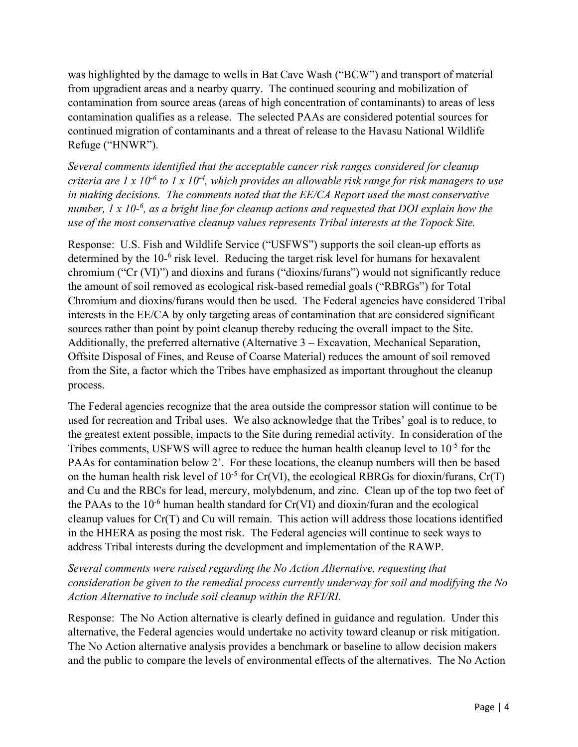was highlighted by the damage to wells in Bat Cave Wash ("BCW") and transport of material from upgradient areas and a nearby quarry. The continued scouring and mobilization of contamination from source areas (areas of high concentration of contaminants) to areas of less contamination qualifies as a release. The selected PAAs are considered potential sources for continued migration of contaminants and a threat of release to the Havasu National Wildlife Refuge ("HNWR").

*Several comments identified that the acceptable cancer risk ranges considered for cleanup criteria are 1 x $10^{-6}$ to 1 x $10^{-4}$, which provides an allowable risk range for risk managers to use in making decisions. The comments noted that the EE/CA Report used the most conservative number, 1 x 10-$^{6}$, as a bright line for cleanup actions and requested that DOI explain how the use of the most conservative cleanup values represents Tribal interests at the Topock Site.*

Response: U.S. Fish and Wildlife Service ("USFWS") supports the soil clean-up efforts as determined by the 10-$^{6}$ risk level. Reducing the target risk level for humans for hexavalent chromium ("Cr (VI)") and dioxins and furans ("dioxins/furans") would not significantly reduce the amount of soil removed as ecological risk-based remedial goals ("RBRGs") for Total Chromium and dioxins/furans would then be used. The Federal agencies have considered Tribal interests in the EE/CA by only targeting areas of contamination that are considered significant sources rather than point by point cleanup thereby reducing the overall impact to the Site. Additionally, the preferred alternative (Alternative 3 – Excavation, Mechanical Separation, Offsite Disposal of Fines, and Reuse of Coarse Material) reduces the amount of soil removed from the Site, a factor which the Tribes have emphasized as important throughout the cleanup process.

The Federal agencies recognize that the area outside the compressor station will continue to be used for recreation and Tribal uses. We also acknowledge that the Tribes' goal is to reduce, to the greatest extent possible, impacts to the Site during remedial activity. In consideration of the Tribes comments, USFWS will agree to reduce the human health cleanup level to $10^{-5}$ for the PAAs for contamination below 2'. For these locations, the cleanup numbers will then be based on the human health risk level of $10^{-5}$ for Cr(VI), the ecological RBRGs for dioxin/furans, Cr(T) and Cu and the RBCs for lead, mercury, molybdenum, and zinc. Clean up of the top two feet of the PAAs to the $10^{-6}$ human health standard for Cr(VI) and dioxin/furan and the ecological cleanup values for Cr(T) and Cu will remain. This action will address those locations identified in the HHERA as posing the most risk. The Federal agencies will continue to seek ways to address Tribal interests during the development and implementation of the RAWP.

*Several comments were raised regarding the No Action Alternative, requesting that consideration be given to the remedial process currently underway for soil and modifying the No Action Alternative to include soil cleanup within the RFI/RI.*

Response: The No Action alternative is clearly defined in guidance and regulation. Under this alternative, the Federal agencies would undertake no activity toward cleanup or risk mitigation. The No Action alternative analysis provides a benchmark or baseline to allow decision makers and the public to compare the levels of environmental effects of the alternatives. The No Action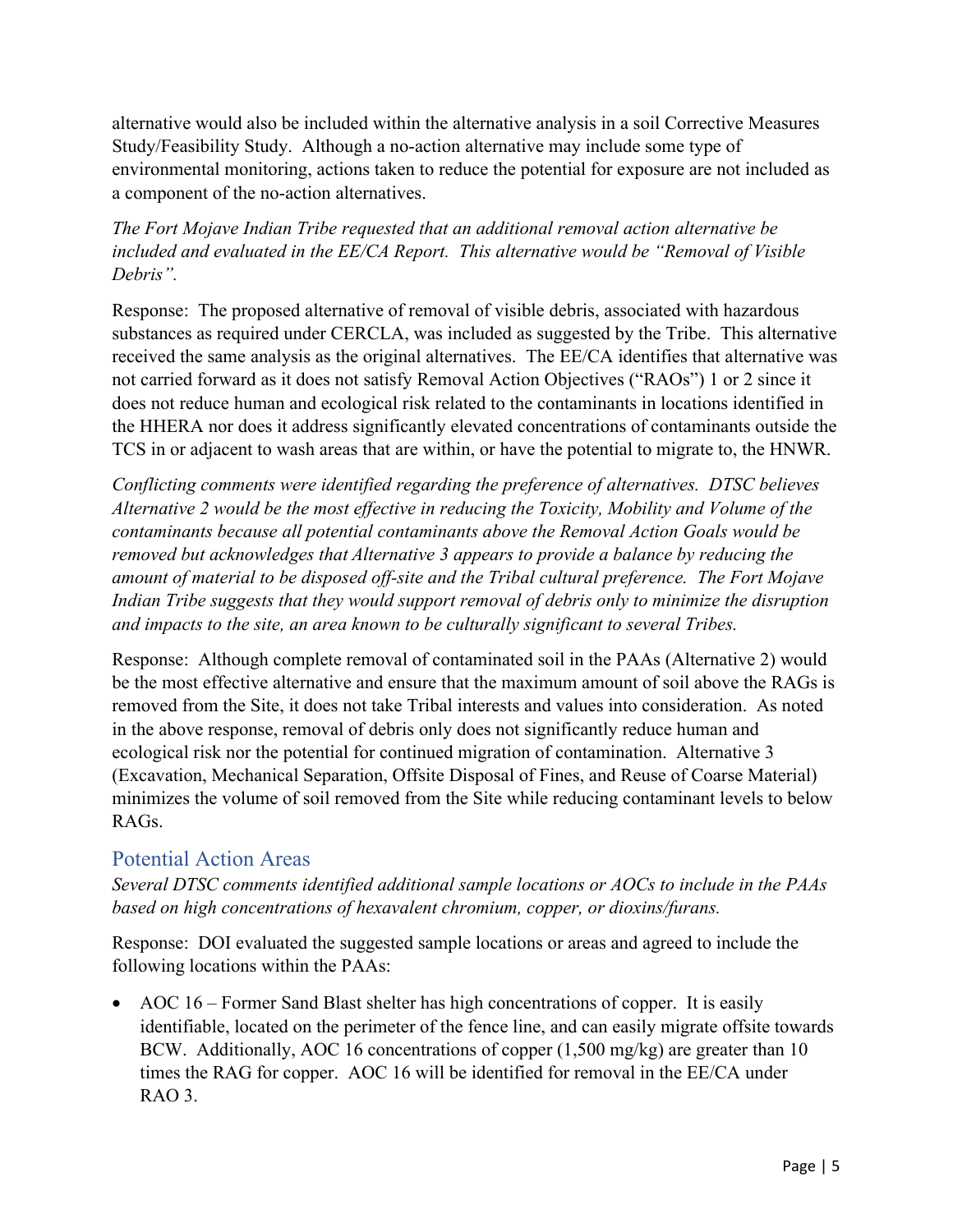alternative would also be included within the alternative analysis in a soil Corrective Measures Study/Feasibility Study. Although a no-action alternative may include some type of environmental monitoring, actions taken to reduce the potential for exposure are not included as a component of the no-action alternatives.

*The Fort Mojave Indian Tribe requested that an additional removal action alternative be included and evaluated in the EE/CA Report. This alternative would be "Removal of Visible Debris".*

Response: The proposed alternative of removal of visible debris, associated with hazardous substances as required under CERCLA, was included as suggested by the Tribe. This alternative received the same analysis as the original alternatives. The EE/CA identifies that alternative was not carried forward as it does not satisfy Removal Action Objectives ("RAOs") 1 or 2 since it does not reduce human and ecological risk related to the contaminants in locations identified in the HHERA nor does it address significantly elevated concentrations of contaminants outside the TCS in or adjacent to wash areas that are within, or have the potential to migrate to, the HNWR.

*Conflicting comments were identified regarding the preference of alternatives. DTSC believes Alternative 2 would be the most effective in reducing the Toxicity, Mobility and Volume of the contaminants because all potential contaminants above the Removal Action Goals would be removed but acknowledges that Alternative 3 appears to provide a balance by reducing the amount of material to be disposed off-site and the Tribal cultural preference. The Fort Mojave Indian Tribe suggests that they would support removal of debris only to minimize the disruption and impacts to the site, an area known to be culturally significant to several Tribes.*

Response: Although complete removal of contaminated soil in the PAAs (Alternative 2) would be the most effective alternative and ensure that the maximum amount of soil above the RAGs is removed from the Site, it does not take Tribal interests and values into consideration. As noted in the above response, removal of debris only does not significantly reduce human and ecological risk nor the potential for continued migration of contamination. Alternative 3 (Excavation, Mechanical Separation, Offsite Disposal of Fines, and Reuse of Coarse Material) minimizes the volume of soil removed from the Site while reducing contaminant levels to below RAGs.

## Potential Action Areas

*Several DTSC comments identified additional sample locations or AOCs to include in the PAAs based on high concentrations of hexavalent chromium, copper, or dioxins/furans.*

Response: DOI evaluated the suggested sample locations or areas and agreed to include the following locations within the PAAs:

- AOC 16 – Former Sand Blast shelter has high concentrations of copper. It is easily identifiable, located on the perimeter of the fence line, and can easily migrate offsite towards BCW. Additionally, AOC 16 concentrations of copper (1,500 mg/kg) are greater than 10 times the RAG for copper. AOC 16 will be identified for removal in the EE/CA under RAO 3.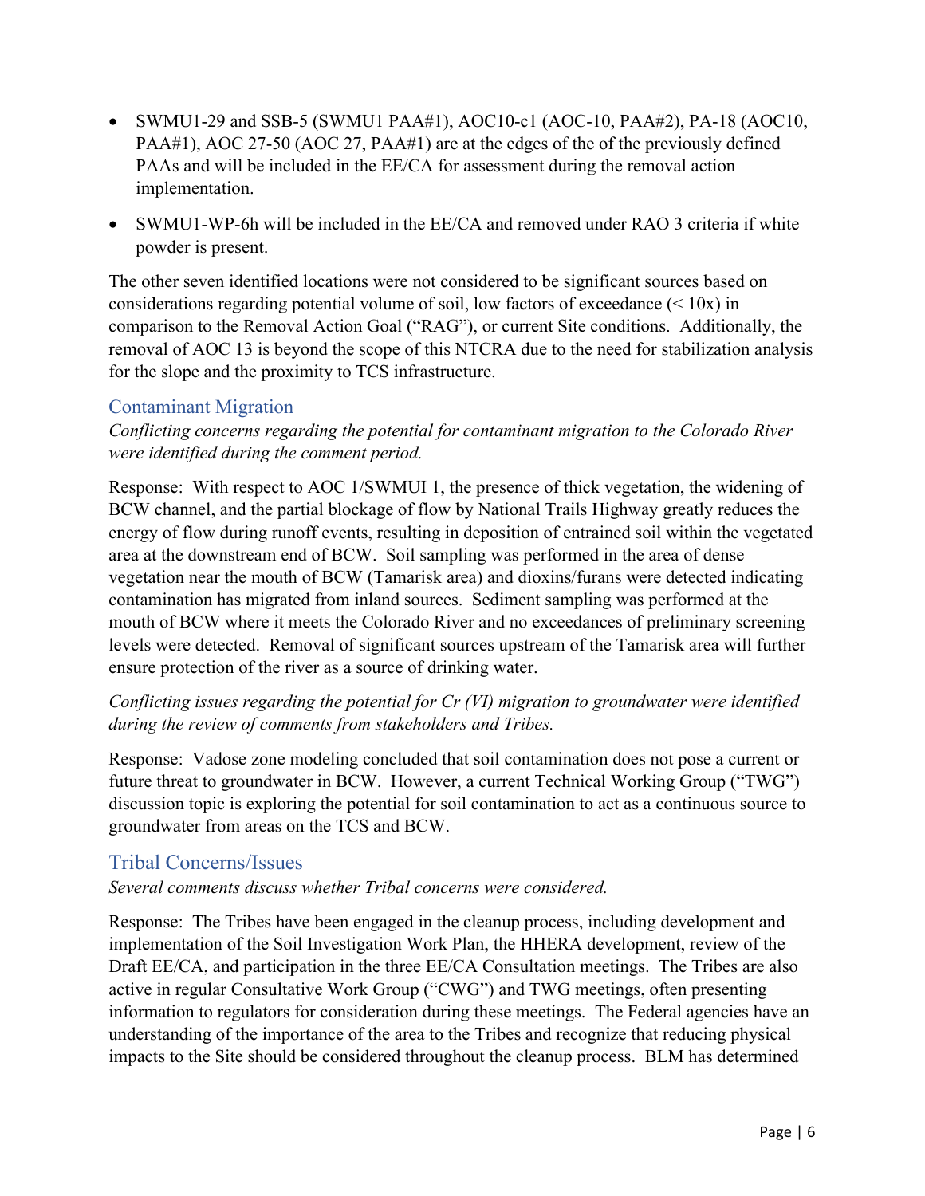- SWMU1-29 and SSB-5 (SWMU1 PAA#1), AOC10-c1 (AOC-10, PAA#2), PA-18 (AOC10, PAA#1), AOC 27-50 (AOC 27, PAA#1) are at the edges of the of the previously defined PAAs and will be included in the EE/CA for assessment during the removal action implementation.
- SWMU1-WP-6h will be included in the EE/CA and removed under RAO 3 criteria if white powder is present.

The other seven identified locations were not considered to be significant sources based on considerations regarding potential volume of soil, low factors of exceedance (< 10x) in comparison to the Removal Action Goal ("RAG"), or current Site conditions. Additionally, the removal of AOC 13 is beyond the scope of this NTCRA due to the need for stabilization analysis for the slope and the proximity to TCS infrastructure.

## Contaminant Migration

*Conflicting concerns regarding the potential for contaminant migration to the Colorado River were identified during the comment period.*

Response: With respect to AOC 1/SWMUI 1, the presence of thick vegetation, the widening of BCW channel, and the partial blockage of flow by National Trails Highway greatly reduces the energy of flow during runoff events, resulting in deposition of entrained soil within the vegetated area at the downstream end of BCW. Soil sampling was performed in the area of dense vegetation near the mouth of BCW (Tamarisk area) and dioxins/furans were detected indicating contamination has migrated from inland sources. Sediment sampling was performed at the mouth of BCW where it meets the Colorado River and no exceedances of preliminary screening levels were detected. Removal of significant sources upstream of the Tamarisk area will further ensure protection of the river as a source of drinking water.

*Conflicting issues regarding the potential for Cr (VI) migration to groundwater were identified during the review of comments from stakeholders and Tribes.*

Response: Vadose zone modeling concluded that soil contamination does not pose a current or future threat to groundwater in BCW. However, a current Technical Working Group ("TWG") discussion topic is exploring the potential for soil contamination to act as a continuous source to groundwater from areas on the TCS and BCW.

## Tribal Concerns/Issues

*Several comments discuss whether Tribal concerns were considered.*

Response: The Tribes have been engaged in the cleanup process, including development and implementation of the Soil Investigation Work Plan, the HHERA development, review of the Draft EE/CA, and participation in the three EE/CA Consultation meetings. The Tribes are also active in regular Consultative Work Group ("CWG") and TWG meetings, often presenting information to regulators for consideration during these meetings. The Federal agencies have an understanding of the importance of the area to the Tribes and recognize that reducing physical impacts to the Site should be considered throughout the cleanup process. BLM has determined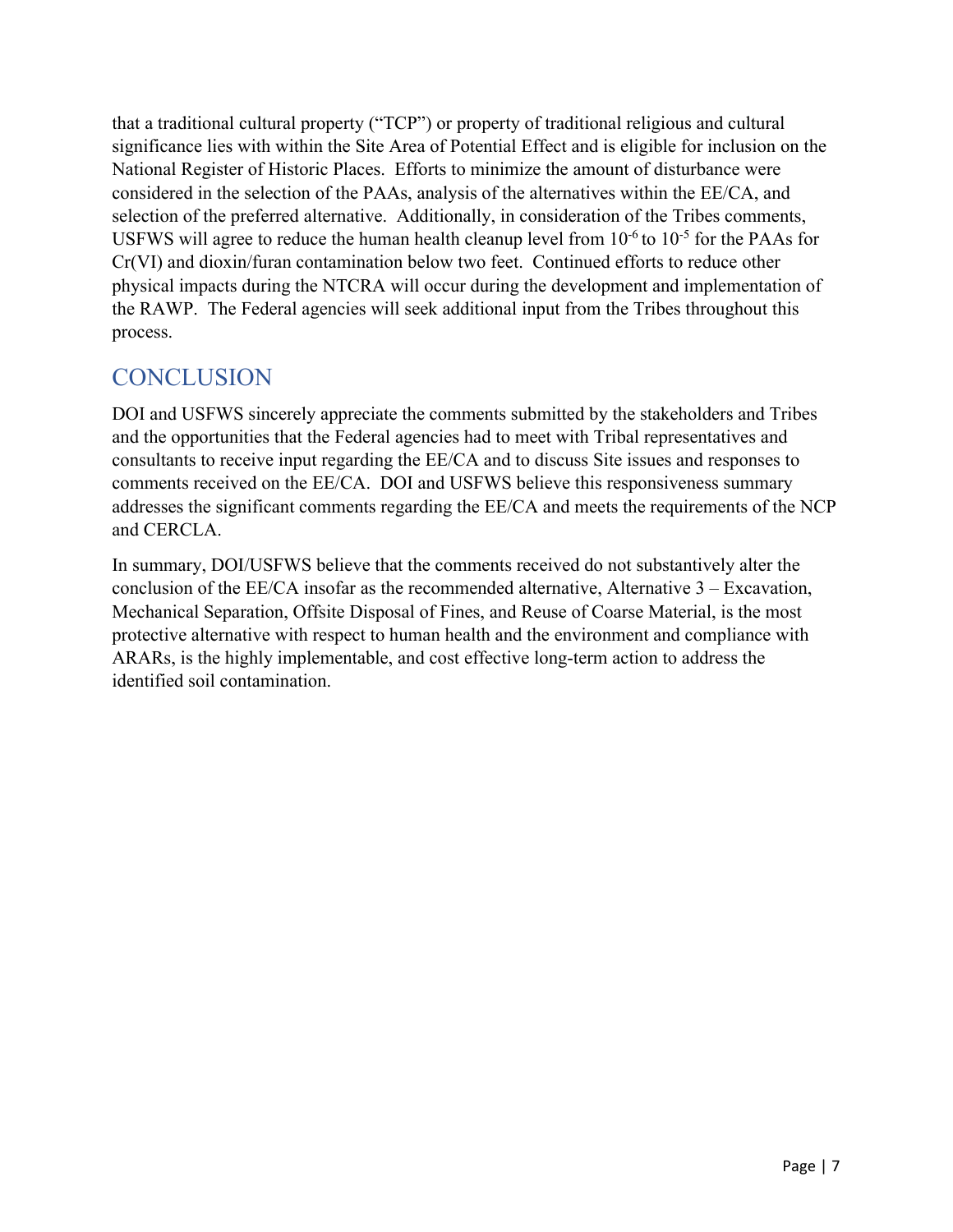that a traditional cultural property ("TCP") or property of traditional religious and cultural significance lies with within the Site Area of Potential Effect and is eligible for inclusion on the National Register of Historic Places. Efforts to minimize the amount of disturbance were considered in the selection of the PAAs, analysis of the alternatives within the EE/CA, and selection of the preferred alternative. Additionally, in consideration of the Tribes comments, USFWS will agree to reduce the human health cleanup level from $10^{-6}$ to $10^{-5}$ for the PAAs for Cr(VI) and dioxin/furan contamination below two feet. Continued efforts to reduce other physical impacts during the NTCRA will occur during the development and implementation of the RAWP. The Federal agencies will seek additional input from the Tribes throughout this process.

## CONCLUSION

DOI and USFWS sincerely appreciate the comments submitted by the stakeholders and Tribes and the opportunities that the Federal agencies had to meet with Tribal representatives and consultants to receive input regarding the EE/CA and to discuss Site issues and responses to comments received on the EE/CA. DOI and USFWS believe this responsiveness summary addresses the significant comments regarding the EE/CA and meets the requirements of the NCP and CERCLA.

In summary, DOI/USFWS believe that the comments received do not substantively alter the conclusion of the EE/CA insofar as the recommended alternative, Alternative 3 – Excavation, Mechanical Separation, Offsite Disposal of Fines, and Reuse of Coarse Material, is the most protective alternative with respect to human health and the environment and compliance with ARARs, is the highly implementable, and cost effective long-term action to address the identified soil contamination.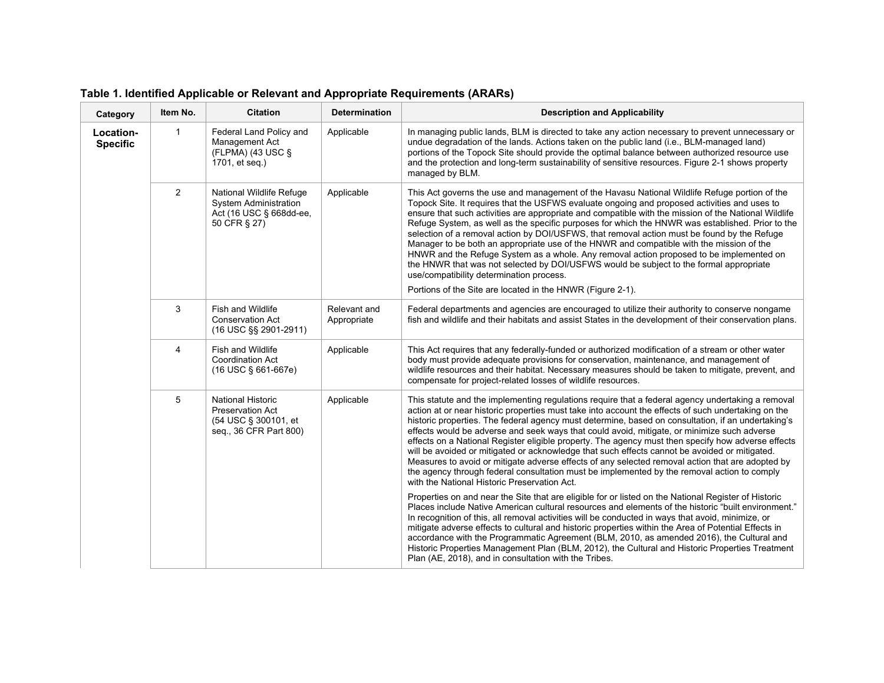**Table 1. Identified Applicable or Relevant and Appropriate Requirements (ARARs)**

| Category | Item No. | Citation | Determination | Description and Applicability |
|---|---|---|---|---|
| **Location-Specific** | 1 | Federal Land Policy and Management Act (FLPMA) (43 USC § 1701, et seq.) | Applicable | In managing public lands, BLM is directed to take any action necessary to prevent unnecessary or undue degradation of the lands. Actions taken on the public land (i.e., BLM-managed land) portions of the Topock Site should provide the optimal balance between authorized resource use and the protection and long-term sustainability of sensitive resources. Figure 2-1 shows property managed by BLM. |
| | 2 | National Wildlife Refuge System Administration Act (16 USC § 668dd-ee, 50 CFR § 27) | Applicable | This Act governs the use and management of the Havasu National Wildlife Refuge portion of the Topock Site. It requires that the USFWS evaluate ongoing and proposed activities and uses to ensure that such activities are appropriate and compatible with the mission of the National Wildlife Refuge System, as well as the specific purposes for which the HNWR was established. Prior to the selection of a removal action by DOI/USFWS, that removal action must be found by the Refuge Manager to be both an appropriate use of the HNWR and compatible with the mission of the HNWR and the Refuge System as a whole. Any removal action proposed to be implemented on the HNWR that was not selected by DOI/USFWS would be subject to the formal appropriate use/compatibility determination process.<br><br>Portions of the Site are located in the HNWR (Figure 2-1). |
| | 3 | Fish and Wildlife Conservation Act (16 USC §§ 2901-2911) | Relevant and Appropriate | Federal departments and agencies are encouraged to utilize their authority to conserve nongame fish and wildlife and their habitats and assist States in the development of their conservation plans. |
| | 4 | Fish and Wildlife Coordination Act (16 USC § 661-667e) | Applicable | This Act requires that any federally-funded or authorized modification of a stream or other water body must provide adequate provisions for conservation, maintenance, and management of wildlife resources and their habitat. Necessary measures should be taken to mitigate, prevent, and compensate for project-related losses of wildlife resources. |
| | 5 | National Historic Preservation Act (54 USC § 300101, et seq., 36 CFR Part 800) | Applicable | This statute and the implementing regulations require that a federal agency undertaking a removal action at or near historic properties must take into account the effects of such undertaking on the historic properties. The federal agency must determine, based on consultation, if an undertaking's effects would be adverse and seek ways that could avoid, mitigate, or minimize such adverse effects on a National Register eligible property. The agency must then specify how adverse effects will be avoided or mitigated or acknowledge that such effects cannot be avoided or mitigated. Measures to avoid or mitigate adverse effects of any selected removal action that are adopted by the agency through federal consultation must be implemented by the removal action to comply with the National Historic Preservation Act.<br><br>Properties on and near the Site that are eligible for or listed on the National Register of Historic Places include Native American cultural resources and elements of the historic "built environment." In recognition of this, all removal activities will be conducted in ways that avoid, minimize, or mitigate adverse effects to cultural and historic properties within the Area of Potential Effects in accordance with the Programmatic Agreement (BLM, 2010, as amended 2016), the Cultural and Historic Properties Management Plan (BLM, 2012), the Cultural and Historic Properties Treatment Plan (AE, 2018), and in consultation with the Tribes. |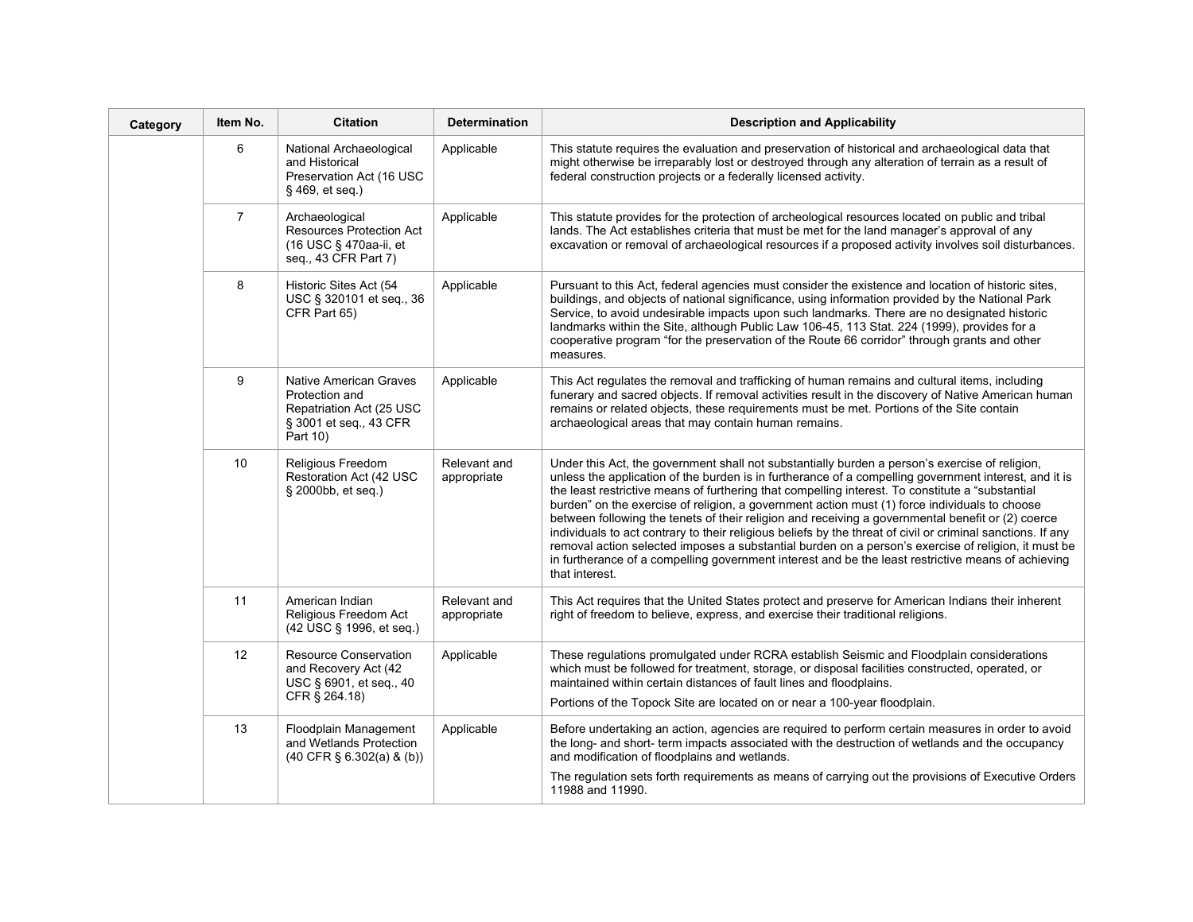| Category | Item No. | Citation | Determination | Description and Applicability |
|---|---|---|---|---|
| | 6 | National Archaeological and Historical Preservation Act (16 USC § 469, et seq.) | Applicable | This statute requires the evaluation and preservation of historical and archaeological data that might otherwise be irreparably lost or destroyed through any alteration of terrain as a result of federal construction projects or a federally licensed activity. |
| | 7 | Archaeological Resources Protection Act (16 USC § 470aa-ii, et seq., 43 CFR Part 7) | Applicable | This statute provides for the protection of archeological resources located on public and tribal lands. The Act establishes criteria that must be met for the land manager's approval of any excavation or removal of archaeological resources if a proposed activity involves soil disturbances. |
| | 8 | Historic Sites Act (54 USC § 320101 et seq., 36 CFR Part 65) | Applicable | Pursuant to this Act, federal agencies must consider the existence and location of historic sites, buildings, and objects of national significance, using information provided by the National Park Service, to avoid undesirable impacts upon such landmarks. There are no designated historic landmarks within the Site, although Public Law 106-45, 113 Stat. 224 (1999), provides for a cooperative program "for the preservation of the Route 66 corridor" through grants and other measures. |
| | 9 | Native American Graves Protection and Repatriation Act (25 USC § 3001 et seq., 43 CFR Part 10) | Applicable | This Act regulates the removal and trafficking of human remains and cultural items, including funerary and sacred objects. If removal activities result in the discovery of Native American human remains or related objects, these requirements must be met. Portions of the Site contain archaeological areas that may contain human remains. |
| | 10 | Religious Freedom Restoration Act (42 USC § 2000bb, et seq.) | Relevant and appropriate | Under this Act, the government shall not substantially burden a person's exercise of religion, unless the application of the burden is in furtherance of a compelling government interest, and it is the least restrictive means of furthering that compelling interest. To constitute a "substantial burden" on the exercise of religion, a government action must (1) force individuals to choose between following the tenets of their religion and receiving a governmental benefit or (2) coerce individuals to act contrary to their religious beliefs by the threat of civil or criminal sanctions. If any removal action selected imposes a substantial burden on a person's exercise of religion, it must be in furtherance of a compelling government interest and be the least restrictive means of achieving that interest. |
| | 11 | American Indian Religious Freedom Act (42 USC § 1996, et seq.) | Relevant and appropriate | This Act requires that the United States protect and preserve for American Indians their inherent right of freedom to believe, express, and exercise their traditional religions. |
| | 12 | Resource Conservation and Recovery Act (42 USC § 6901, et seq., 40 CFR § 264.18) | Applicable | These regulations promulgated under RCRA establish Seismic and Floodplain considerations which must be followed for treatment, storage, or disposal facilities constructed, operated, or maintained within certain distances of fault lines and floodplains.<br><br>Portions of the Topock Site are located on or near a 100-year floodplain. |
| | 13 | Floodplain Management and Wetlands Protection (40 CFR § 6.302(a) & (b)) | Applicable | Before undertaking an action, agencies are required to perform certain measures in order to avoid the long- and short- term impacts associated with the destruction of wetlands and the occupancy and modification of floodplains and wetlands.<br><br>The regulation sets forth requirements as means of carrying out the provisions of Executive Orders 11988 and 11990. |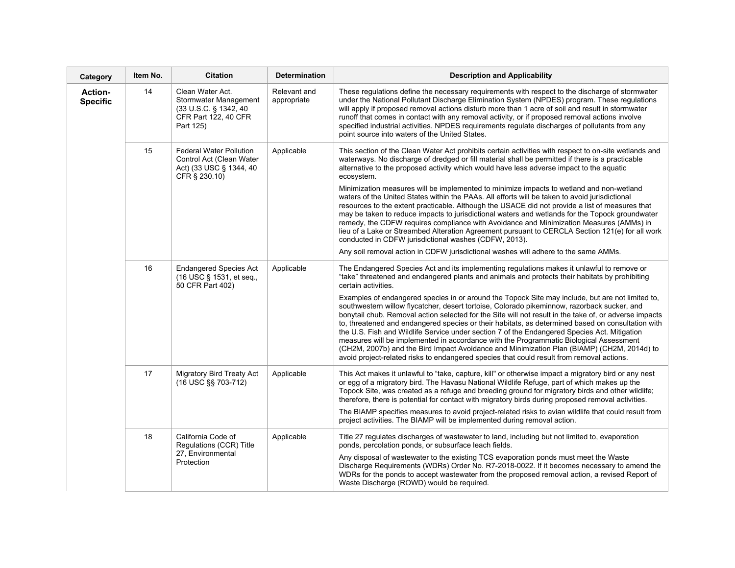| Category | Item No. | Citation | Determination | Description and Applicability |
|---|---|---|---|---|
| **Action-Specific** | 14 | Clean Water Act. Stormwater Management (33 U.S.C. § 1342, 40 CFR Part 122, 40 CFR Part 125) | Relevant and appropriate | These regulations define the necessary requirements with respect to the discharge of stormwater under the National Pollutant Discharge Elimination System (NPDES) program. These regulations will apply if proposed removal actions disturb more than 1 acre of soil and result in stormwater runoff that comes in contact with any removal activity, or if proposed removal actions involve specified industrial activities. NPDES requirements regulate discharges of pollutants from any point source into waters of the United States. |
| | 15 | Federal Water Pollution Control Act (Clean Water Act) (33 USC § 1344, 40 CFR § 230.10) | Applicable | This section of the Clean Water Act prohibits certain activities with respect to on-site wetlands and waterways. No discharge of dredged or fill material shall be permitted if there is a practicable alternative to the proposed activity which would have less adverse impact to the aquatic ecosystem.<br><br>Minimization measures will be implemented to minimize impacts to wetland and non-wetland waters of the United States within the PAAs. All efforts will be taken to avoid jurisdictional resources to the extent practicable. Although the USACE did not provide a list of measures that may be taken to reduce impacts to jurisdictional waters and wetlands for the Topock groundwater remedy, the CDFW requires compliance with Avoidance and Minimization Measures (AMMs) in lieu of a Lake or Streambed Alteration Agreement pursuant to CERCLA Section 121(e) for all work conducted in CDFW jurisdictional washes (CDFW, 2013).<br><br>Any soil removal action in CDFW jurisdictional washes will adhere to the same AMMs. |
| | 16 | Endangered Species Act (16 USC § 1531, et seq., 50 CFR Part 402) | Applicable | The Endangered Species Act and its implementing regulations makes it unlawful to remove or "take" threatened and endangered plants and animals and protects their habitats by prohibiting certain activities.<br><br>Examples of endangered species in or around the Topock Site may include, but are not limited to, southwestern willow flycatcher, desert tortoise, Colorado pikeminnow, razorback sucker, and bonytail chub. Removal action selected for the Site will not result in the take of, or adverse impacts to, threatened and endangered species or their habitats, as determined based on consultation with the U.S. Fish and Wildlife Service under section 7 of the Endangered Species Act. Mitigation measures will be implemented in accordance with the Programmatic Biological Assessment (CH2M, 2007b) and the Bird Impact Avoidance and Minimization Plan (BIAMP) (CH2M, 2014d) to avoid project-related risks to endangered species that could result from removal actions. |
| | 17 | Migratory Bird Treaty Act (16 USC §§ 703-712) | Applicable | This Act makes it unlawful to "take, capture, kill" or otherwise impact a migratory bird or any nest or egg of a migratory bird. The Havasu National Wildlife Refuge, part of which makes up the Topock Site, was created as a refuge and breeding ground for migratory birds and other wildlife; therefore, there is potential for contact with migratory birds during proposed removal activities.<br><br>The BIAMP specifies measures to avoid project-related risks to avian wildlife that could result from project activities. The BIAMP will be implemented during removal action. |
| | 18 | California Code of Regulations (CCR) Title 27, Environmental Protection | Applicable | Title 27 regulates discharges of wastewater to land, including but not limited to, evaporation ponds, percolation ponds, or subsurface leach fields.<br><br>Any disposal of wastewater to the existing TCS evaporation ponds must meet the Waste Discharge Requirements (WDRs) Order No. R7-2018-0022. If it becomes necessary to amend the WDRs for the ponds to accept wastewater from the proposed removal action, a revised Report of Waste Discharge (ROWD) would be required. |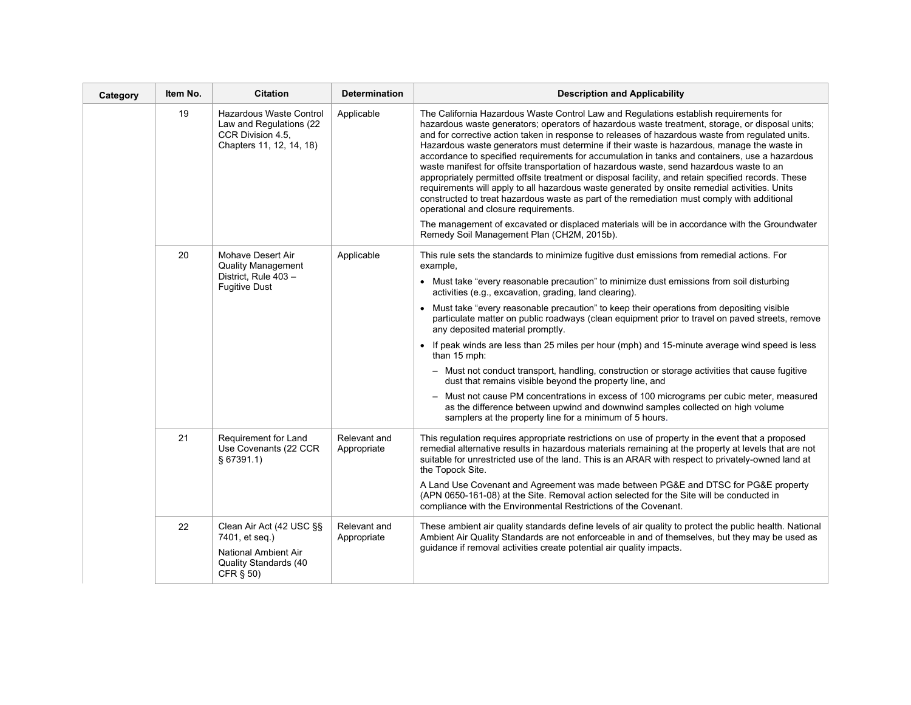| Category | Item No. | Citation | Determination | Description and Applicability |
|---|---|---|---|---|
| | 19 | Hazardous Waste Control Law and Regulations (22 CCR Division 4.5, Chapters 11, 12, 14, 18) | Applicable | The California Hazardous Waste Control Law and Regulations establish requirements for hazardous waste generators; operators of hazardous waste treatment, storage, or disposal units; and for corrective action taken in response to releases of hazardous waste from regulated units. Hazardous waste generators must determine if their waste is hazardous, manage the waste in accordance to specified requirements for accumulation in tanks and containers, use a hazardous waste manifest for offsite transportation of hazardous waste, send hazardous waste to an appropriately permitted offsite treatment or disposal facility, and retain specified records. These requirements will apply to all hazardous waste generated by onsite remedial activities. Units constructed to treat hazardous waste as part of the remediation must comply with additional operational and closure requirements.<br><br>The management of excavated or displaced materials will be in accordance with the Groundwater Remedy Soil Management Plan (CH2M, 2015b). |
| | 20 | Mohave Desert Air Quality Management District, Rule 403 – Fugitive Dust | Applicable | This rule sets the standards to minimize fugitive dust emissions from remedial actions. For example,<br>• Must take "every reasonable precaution" to minimize dust emissions from soil disturbing activities (e.g., excavation, grading, land clearing).<br>• Must take "every reasonable precaution" to keep their operations from depositing visible particulate matter on public roadways (clean equipment prior to travel on paved streets, remove any deposited material promptly.<br>• If peak winds are less than 25 miles per hour (mph) and 15-minute average wind speed is less than 15 mph:<br>– Must not conduct transport, handling, construction or storage activities that cause fugitive dust that remains visible beyond the property line, and<br>– Must not cause PM concentrations in excess of 100 micrograms per cubic meter, measured as the difference between upwind and downwind samples collected on high volume samplers at the property line for a minimum of 5 hours. |
| | 21 | Requirement for Land Use Covenants (22 CCR § 67391.1) | Relevant and Appropriate | This regulation requires appropriate restrictions on use of property in the event that a proposed remedial alternative results in hazardous materials remaining at the property at levels that are not suitable for unrestricted use of the land. This is an ARAR with respect to privately-owned land at the Topock Site.<br><br>A Land Use Covenant and Agreement was made between PG&E and DTSC for PG&E property (APN 0650-161-08) at the Site. Removal action selected for the Site will be conducted in compliance with the Environmental Restrictions of the Covenant. |
| | 22 | Clean Air Act (42 USC §§ 7401, et seq.)<br><br>National Ambient Air Quality Standards (40 CFR § 50) | Relevant and Appropriate | These ambient air quality standards define levels of air quality to protect the public health. National Ambient Air Quality Standards are not enforceable in and of themselves, but they may be used as guidance if removal activities create potential air quality impacts. |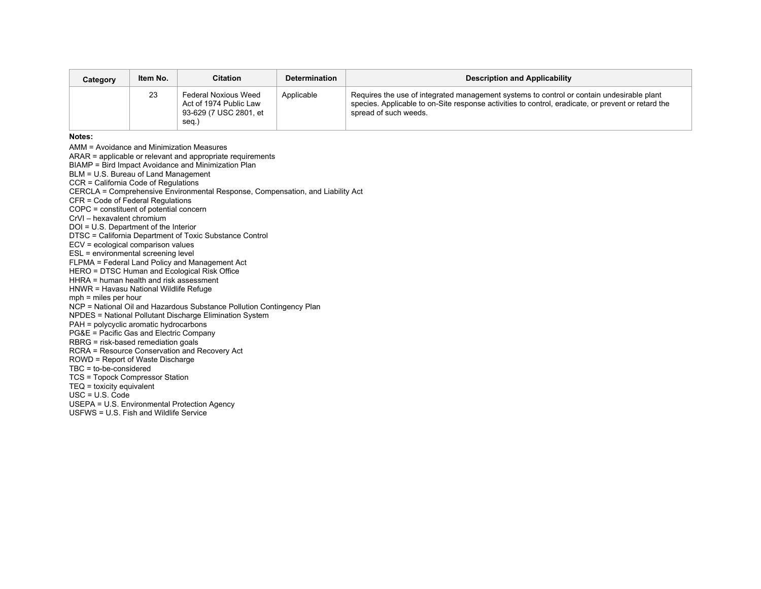| Category | Item No. | Citation | Determination | Description and Applicability |
|---|---|---|---|---|
| | 23 | Federal Noxious Weed Act of 1974 Public Law 93-629 (7 USC 2801, et seq.) | Applicable | Requires the use of integrated management systems to control or contain undesirable plant species. Applicable to on-Site response activities to control, eradicate, or prevent or retard the spread of such weeds. |

**Notes:**

AMM = Avoidance and Minimization Measures
ARAR = applicable or relevant and appropriate requirements
BIAMP = Bird Impact Avoidance and Minimization Plan
BLM = U.S. Bureau of Land Management
CCR = California Code of Regulations
CERCLA = Comprehensive Environmental Response, Compensation, and Liability Act
CFR = Code of Federal Regulations
COPC = constituent of potential concern
CrVI – hexavalent chromium
DOI = U.S. Department of the Interior
DTSC = California Department of Toxic Substance Control
ECV = ecological comparison values
ESL = environmental screening level
FLPMA = Federal Land Policy and Management Act
HERO = DTSC Human and Ecological Risk Office
HHRA = human health and risk assessment
HNWR = Havasu National Wildlife Refuge
mph = miles per hour
NCP = National Oil and Hazardous Substance Pollution Contingency Plan
NPDES = National Pollutant Discharge Elimination System
PAH = polycyclic aromatic hydrocarbons
PG&E = Pacific Gas and Electric Company
RBRG = risk-based remediation goals
RCRA = Resource Conservation and Recovery Act
ROWD = Report of Waste Discharge
TBC = to-be-considered
TCS = Topock Compressor Station
TEQ = toxicity equivalent
USC = U.S. Code
USEPA = U.S. Environmental Protection Agency
USFWS = U.S. Fish and Wildlife Service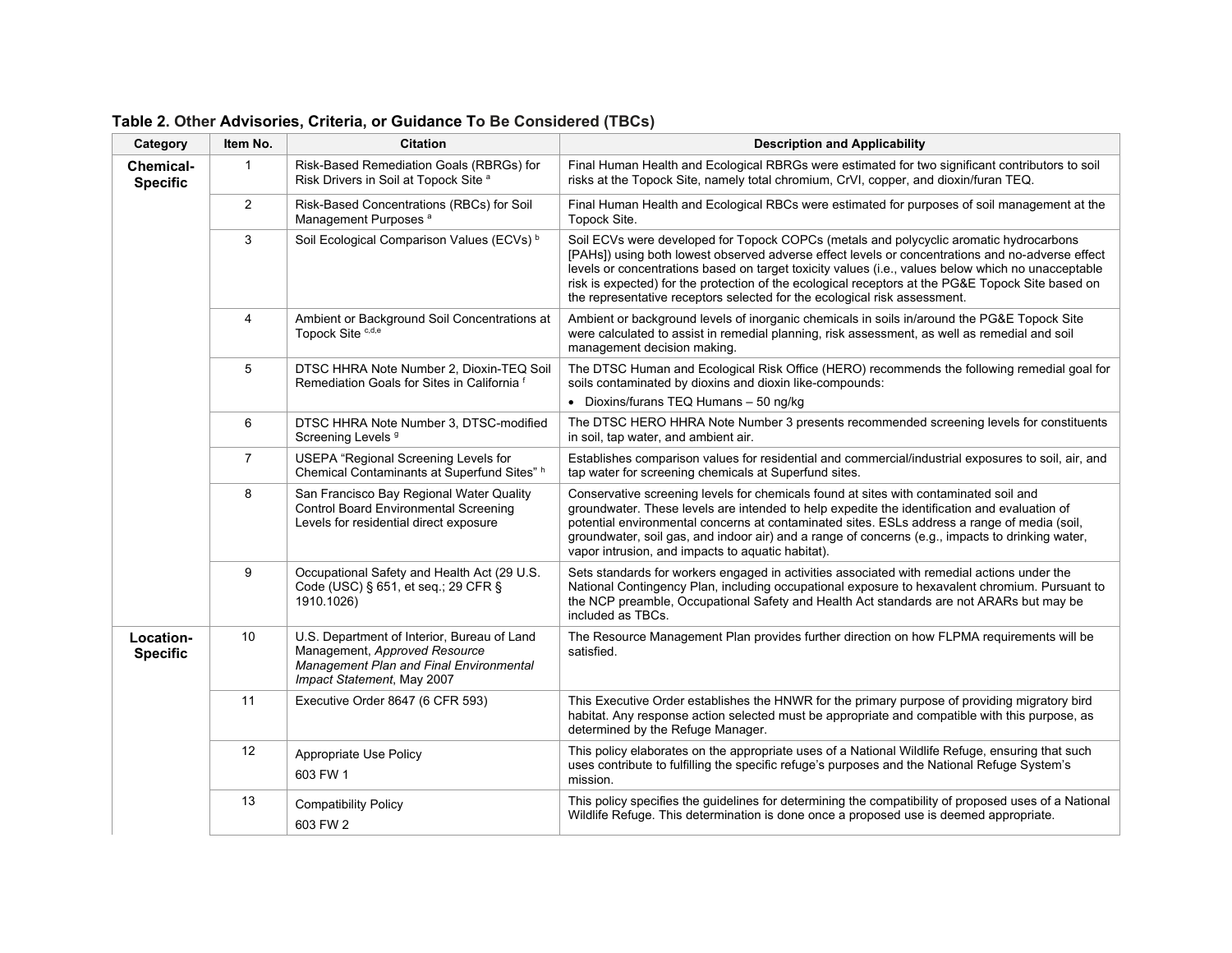**Table 2. Other Advisories, Criteria, or Guidance To Be Considered (TBCs)**

| Category | Item No. | Citation | Description and Applicability |
|---|---|---|---|
| **Chemical-Specific** | 1 | Risk-Based Remediation Goals (RBRGs) for Risk Drivers in Soil at Topock Site [a] | Final Human Health and Ecological RBRGs were estimated for two significant contributors to soil risks at the Topock Site, namely total chromium, CrVI, copper, and dioxin/furan TEQ. |
| | 2 | Risk-Based Concentrations (RBCs) for Soil Management Purposes [a] | Final Human Health and Ecological RBCs were estimated for purposes of soil management at the Topock Site. |
| | 3 | Soil Ecological Comparison Values (ECVs) [b] | Soil ECVs were developed for Topock COPCs (metals and polycyclic aromatic hydrocarbons [PAHs]) using both lowest observed adverse effect levels or concentrations and no-adverse effect levels or concentrations based on target toxicity values (i.e., values below which no unacceptable risk is expected) for the protection of the ecological receptors at the PG&E Topock Site based on the representative receptors selected for the ecological risk assessment. |
| | 4 | Ambient or Background Soil Concentrations at Topock Site [c,d,e] | Ambient or background levels of inorganic chemicals in soils in/around the PG&E Topock Site were calculated to assist in remedial planning, risk assessment, as well as remedial and soil management decision making. |
| | 5 | DTSC HHRA Note Number 2, Dioxin-TEQ Soil Remediation Goals for Sites in California [f] | The DTSC Human and Ecological Risk Office (HERO) recommends the following remedial goal for soils contaminated by dioxins and dioxin like-compounds:<br>• Dioxins/furans TEQ Humans – 50 ng/kg |
| | 6 | DTSC HHRA Note Number 3, DTSC-modified Screening Levels [g] | The DTSC HERO HHRA Note Number 3 presents recommended screening levels for constituents in soil, tap water, and ambient air. |
| | 7 | USEPA "Regional Screening Levels for Chemical Contaminants at Superfund Sites" [h] | Establishes comparison values for residential and commercial/industrial exposures to soil, air, and tap water for screening chemicals at Superfund sites. |
| | 8 | San Francisco Bay Regional Water Quality Control Board Environmental Screening Levels for residential direct exposure | Conservative screening levels for chemicals found at sites with contaminated soil and groundwater. These levels are intended to help expedite the identification and evaluation of potential environmental concerns at contaminated sites. ESLs address a range of media (soil, groundwater, soil gas, and indoor air) and a range of concerns (e.g., impacts to drinking water, vapor intrusion, and impacts to aquatic habitat). |
| | 9 | Occupational Safety and Health Act (29 U.S. Code (USC) § 651, et seq.; 29 CFR § 1910.1026) | Sets standards for workers engaged in activities associated with remedial actions under the National Contingency Plan, including occupational exposure to hexavalent chromium. Pursuant to the NCP preamble, Occupational Safety and Health Act standards are not ARARs but may be included as TBCs. |
| **Location-Specific** | 10 | U.S. Department of Interior, Bureau of Land Management, *Approved Resource Management Plan and Final Environmental Impact Statement*, May 2007 | The Resource Management Plan provides further direction on how FLPMA requirements will be satisfied. |
| | 11 | Executive Order 8647 (6 CFR 593) | This Executive Order establishes the HNWR for the primary purpose of providing migratory bird habitat. Any response action selected must be appropriate and compatible with this purpose, as determined by the Refuge Manager. |
| | 12 | Appropriate Use Policy<br>603 FW 1 | This policy elaborates on the appropriate uses of a National Wildlife Refuge, ensuring that such uses contribute to fulfilling the specific refuge's purposes and the National Refuge System's mission. |
| | 13 | Compatibility Policy<br>603 FW 2 | This policy specifies the guidelines for determining the compatibility of proposed uses of a National Wildlife Refuge. This determination is done once a proposed use is deemed appropriate. |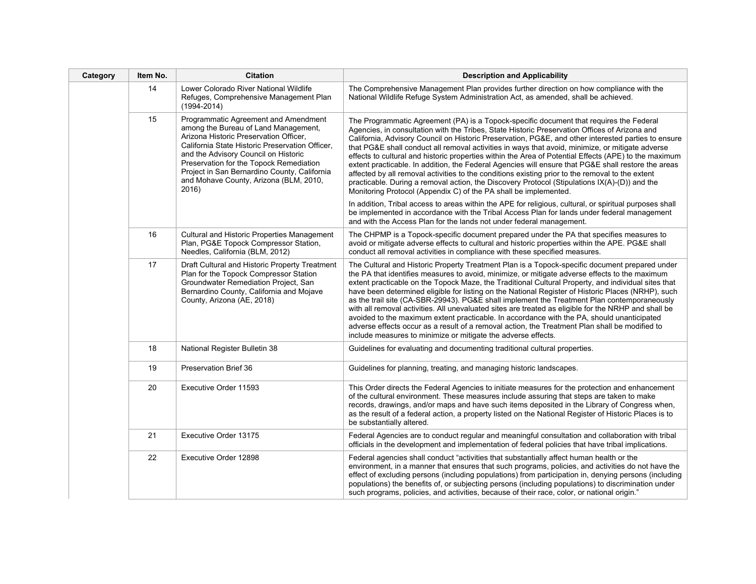| Category | Item No. | Citation | Description and Applicability |
|---|---|---|---|
| | 14 | Lower Colorado River National Wildlife Refuges, Comprehensive Management Plan (1994-2014) | The Comprehensive Management Plan provides further direction on how compliance with the National Wildlife Refuge System Administration Act, as amended, shall be achieved. |
| | 15 | Programmatic Agreement and Amendment among the Bureau of Land Management, Arizona Historic Preservation Officer, California State Historic Preservation Officer, and the Advisory Council on Historic Preservation for the Topock Remediation Project in San Bernardino County, California and Mohave County, Arizona (BLM, 2010, 2016) | The Programmatic Agreement (PA) is a Topock-specific document that requires the Federal Agencies, in consultation with the Tribes, State Historic Preservation Offices of Arizona and California, Advisory Council on Historic Preservation, PG&E, and other interested parties to ensure that PG&E shall conduct all removal activities in ways that avoid, minimize, or mitigate adverse effects to cultural and historic properties within the Area of Potential Effects (APE) to the maximum extent practicable. In addition, the Federal Agencies will ensure that PG&E shall restore the areas affected by all removal activities to the conditions existing prior to the removal to the extent practicable. During a removal action, the Discovery Protocol (Stipulations IX(A)-(D)) and the Monitoring Protocol (Appendix C) of the PA shall be implemented.<br><br>In addition, Tribal access to areas within the APE for religious, cultural, or spiritual purposes shall be implemented in accordance with the Tribal Access Plan for lands under federal management and with the Access Plan for the lands not under federal management. |
| | 16 | Cultural and Historic Properties Management Plan, PG&E Topock Compressor Station, Needles, California (BLM, 2012) | The CHPMP is a Topock-specific document prepared under the PA that specifies measures to avoid or mitigate adverse effects to cultural and historic properties within the APE. PG&E shall conduct all removal activities in compliance with these specified measures. |
| | 17 | Draft Cultural and Historic Property Treatment Plan for the Topock Compressor Station Groundwater Remediation Project, San Bernardino County, California and Mojave County, Arizona (AE, 2018) | The Cultural and Historic Property Treatment Plan is a Topock-specific document prepared under the PA that identifies measures to avoid, minimize, or mitigate adverse effects to the maximum extent practicable on the Topock Maze, the Traditional Cultural Property, and individual sites that have been determined eligible for listing on the National Register of Historic Places (NRHP), such as the trail site (CA-SBR-29943). PG&E shall implement the Treatment Plan contemporaneously with all removal activities. All unevaluated sites are treated as eligible for the NRHP and shall be avoided to the maximum extent practicable. In accordance with the PA, should unanticipated adverse effects occur as a result of a removal action, the Treatment Plan shall be modified to include measures to minimize or mitigate the adverse effects. |
| | 18 | National Register Bulletin 38 | Guidelines for evaluating and documenting traditional cultural properties. |
| | 19 | Preservation Brief 36 | Guidelines for planning, treating, and managing historic landscapes. |
| | 20 | Executive Order 11593 | This Order directs the Federal Agencies to initiate measures for the protection and enhancement of the cultural environment. These measures include assuring that steps are taken to make records, drawings, and/or maps and have such items deposited in the Library of Congress when, as the result of a federal action, a property listed on the National Register of Historic Places is to be substantially altered. |
| | 21 | Executive Order 13175 | Federal Agencies are to conduct regular and meaningful consultation and collaboration with tribal officials in the development and implementation of federal policies that have tribal implications. |
| | 22 | Executive Order 12898 | Federal agencies shall conduct "activities that substantially affect human health or the environment, in a manner that ensures that such programs, policies, and activities do not have the effect of excluding persons (including populations) from participation in, denying persons (including populations) the benefits of, or subjecting persons (including populations) to discrimination under such programs, policies, and activities, because of their race, color, or national origin." |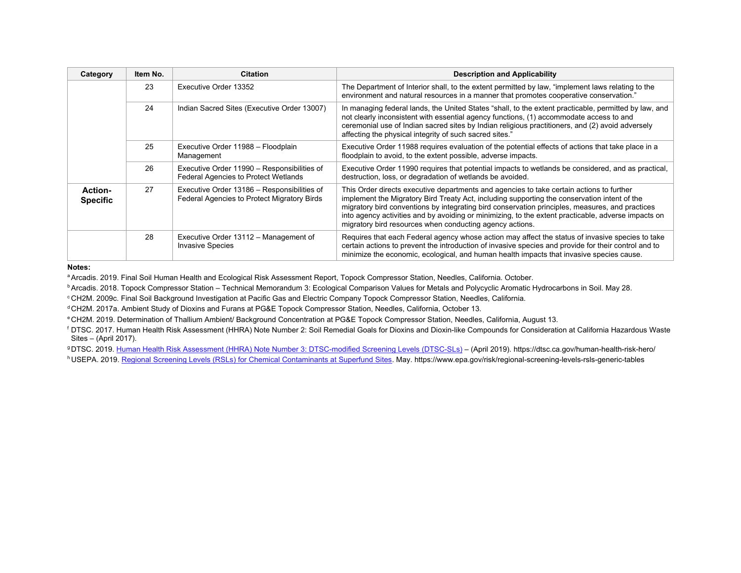| Category | Item No. | Citation | Description and Applicability |
|---|---|---|---|
| | 23 | Executive Order 13352 | The Department of Interior shall, to the extent permitted by law, "implement laws relating to the environment and natural resources in a manner that promotes cooperative conservation." |
| | 24 | Indian Sacred Sites (Executive Order 13007) | In managing federal lands, the United States "shall, to the extent practicable, permitted by law, and not clearly inconsistent with essential agency functions, (1) accommodate access to and ceremonial use of Indian sacred sites by Indian religious practitioners, and (2) avoid adversely affecting the physical integrity of such sacred sites." |
| | 25 | Executive Order 11988 – Floodplain Management | Executive Order 11988 requires evaluation of the potential effects of actions that take place in a floodplain to avoid, to the extent possible, adverse impacts. |
| | 26 | Executive Order 11990 – Responsibilities of Federal Agencies to Protect Wetlands | Executive Order 11990 requires that potential impacts to wetlands be considered, and as practical, destruction, loss, or degradation of wetlands be avoided. |
| **Action-Specific** | 27 | Executive Order 13186 – Responsibilities of Federal Agencies to Protect Migratory Birds | This Order directs executive departments and agencies to take certain actions to further implement the Migratory Bird Treaty Act, including supporting the conservation intent of the migratory bird conventions by integrating bird conservation principles, measures, and practices into agency activities and by avoiding or minimizing, to the extent practicable, adverse impacts on migratory bird resources when conducting agency actions. |
| | 28 | Executive Order 13112 – Management of Invasive Species | Requires that each Federal agency whose action may affect the status of invasive species to take certain actions to prevent the introduction of invasive species and provide for their control and to minimize the economic, ecological, and human health impacts that invasive species cause. |

**Notes:**

[a] Arcadis. 2019. Final Soil Human Health and Ecological Risk Assessment Report, Topock Compressor Station, Needles, California. October.

[b] Arcadis. 2018. Topock Compressor Station – Technical Memorandum 3: Ecological Comparison Values for Metals and Polycyclic Aromatic Hydrocarbons in Soil. May 28.

[c] CH2M. 2009c. Final Soil Background Investigation at Pacific Gas and Electric Company Topock Compressor Station, Needles, California.

[d] CH2M. 2017a. Ambient Study of Dioxins and Furans at PG&E Topock Compressor Station, Needles, California, October 13.

[e] CH2M. 2019. Determination of Thallium Ambient/ Background Concentration at PG&E Topock Compressor Station, Needles, California, August 13.

[f] DTSC. 2017. Human Health Risk Assessment (HHRA) Note Number 2: Soil Remedial Goals for Dioxins and Dioxin-like Compounds for Consideration at California Hazardous Waste Sites – (April 2017).

[g] DTSC. 2019. Human Health Risk Assessment (HHRA) Note Number 3: DTSC-modified Screening Levels (DTSC-SLs) – (April 2019). https://dtsc.ca.gov/human-health-risk-hero/

[h] USEPA. 2019. Regional Screening Levels (RSLs) for Chemical Contaminants at Superfund Sites. May. https://www.epa.gov/risk/regional-screening-levels-rsls-generic-tables